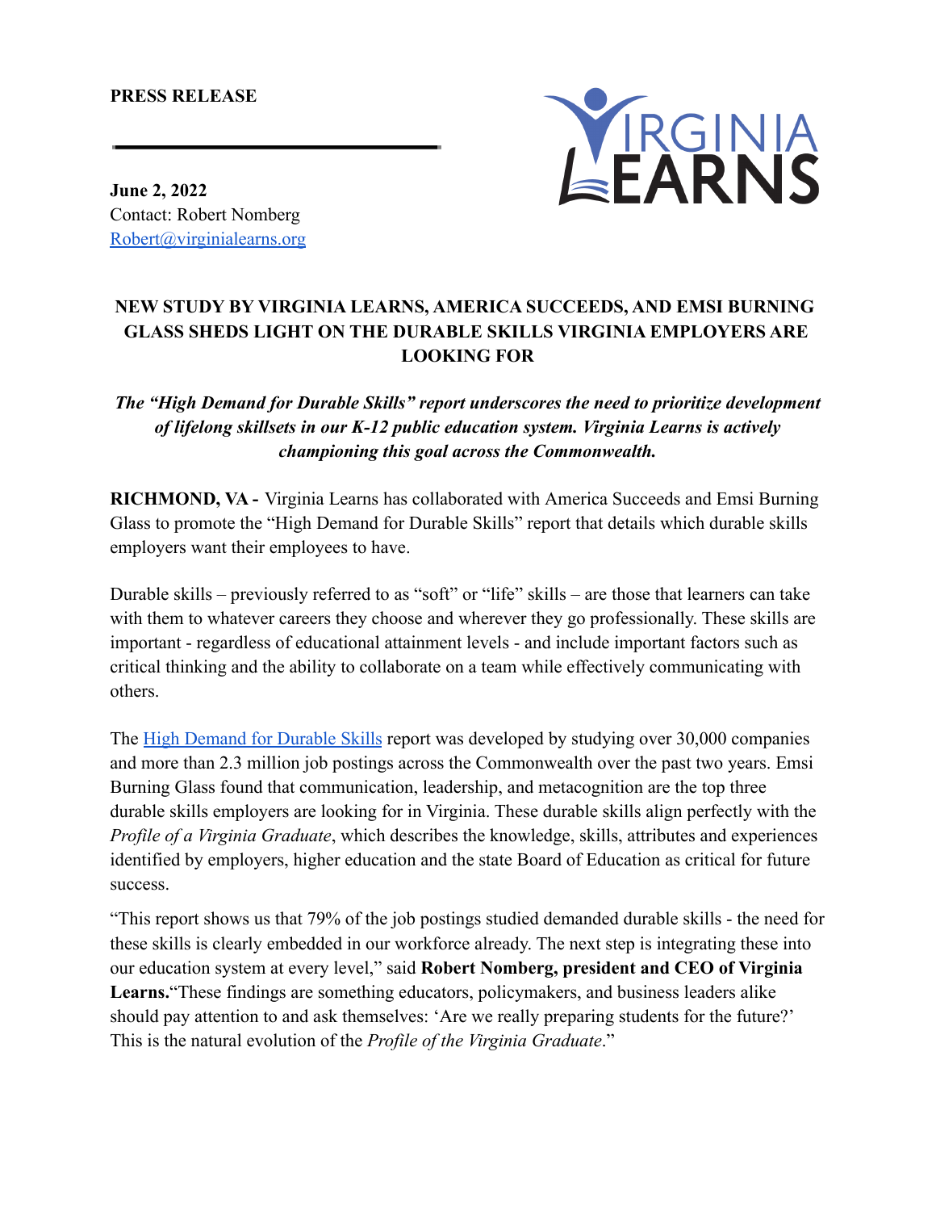**PRESS RELEASE**

---

**June 2, 2022**
Contact: Robert Nomberg
[Robert@virginialearns.org](mailto:Robert@virginialearns.org)

## NEW STUDY BY VIRGINIA LEARNS, AMERICA SUCCEEDS, AND EMSI BURNING GLASS SHEDS LIGHT ON THE DURABLE SKILLS VIRGINIA EMPLOYERS ARE LOOKING FOR

***The "High Demand for Durable Skills" report underscores the need to prioritize development of lifelong skillsets in our K-12 public education system. Virginia Learns is actively championing this goal across the Commonwealth.***

**RICHMOND, VA -** Virginia Learns has collaborated with America Succeeds and Emsi Burning Glass to promote the "High Demand for Durable Skills" report that details which durable skills employers want their employees to have.

Durable skills – previously referred to as "soft" or "life" skills – are those that learners can take with them to whatever careers they choose and wherever they go professionally. These skills are important - regardless of educational attainment levels - and include important factors such as critical thinking and the ability to collaborate on a team while effectively communicating with others.

The High Demand for Durable Skills report was developed by studying over 30,000 companies and more than 2.3 million job postings across the Commonwealth over the past two years. Emsi Burning Glass found that communication, leadership, and metacognition are the top three durable skills employers are looking for in Virginia. These durable skills align perfectly with the *Profile of a Virginia Graduate*, which describes the knowledge, skills, attributes and experiences identified by employers, higher education and the state Board of Education as critical for future success.

"This report shows us that 79% of the job postings studied demanded durable skills - the need for these skills is clearly embedded in our workforce already. The next step is integrating these into our education system at every level," said **Robert Nomberg, president and CEO of Virginia Learns.**"These findings are something educators, policymakers, and business leaders alike should pay attention to and ask themselves: 'Are we really preparing students for the future?' This is the natural evolution of the *Profile of the Virginia Graduate*."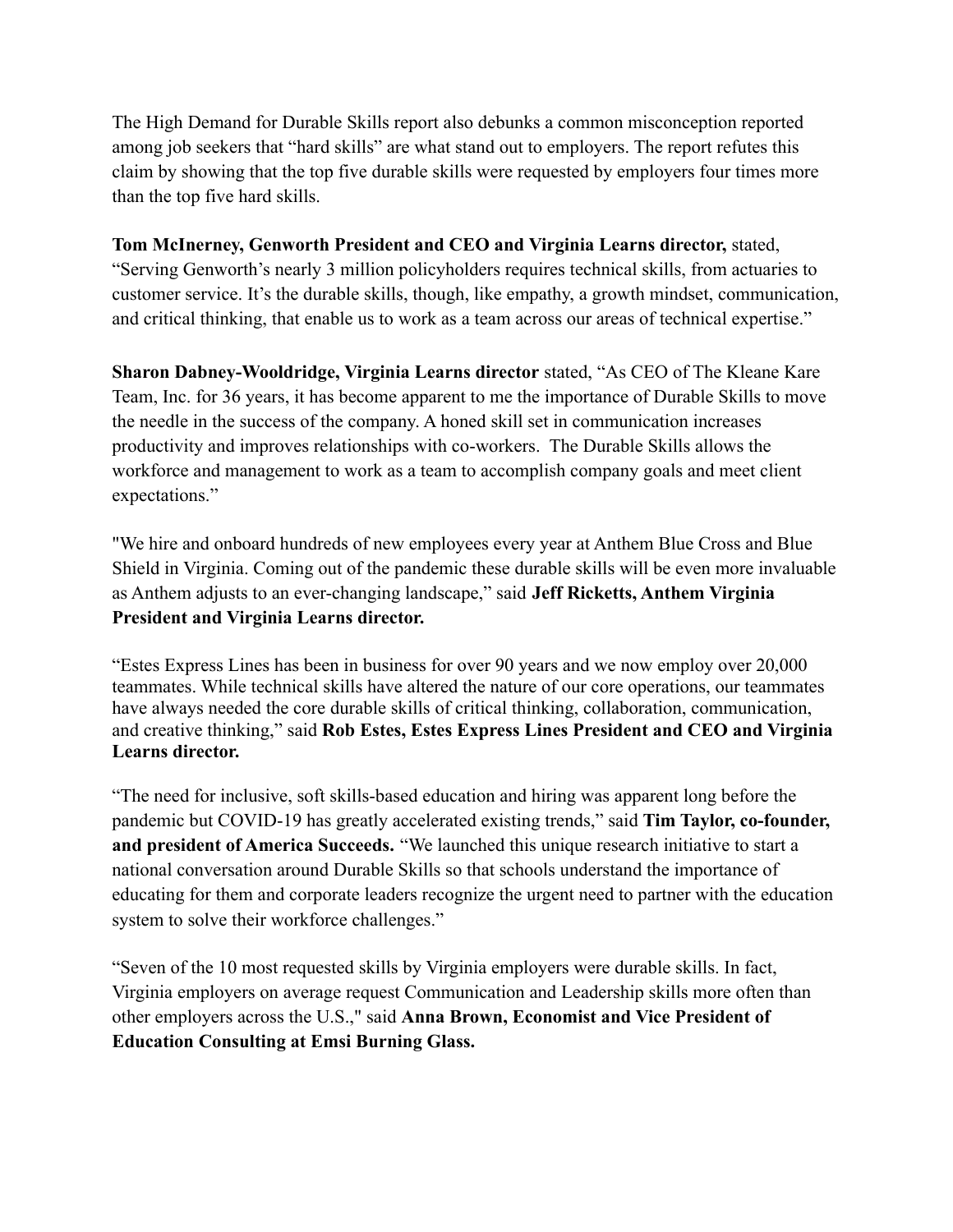The High Demand for Durable Skills report also debunks a common misconception reported among job seekers that “hard skills” are what stand out to employers. The report refutes this claim by showing that the top five durable skills were requested by employers four times more than the top five hard skills.

**Tom McInerney, Genworth President and CEO and Virginia Learns director,** stated, “Serving Genworth’s nearly 3 million policyholders requires technical skills, from actuaries to customer service. It’s the durable skills, though, like empathy, a growth mindset, communication, and critical thinking, that enable us to work as a team across our areas of technical expertise.”

**Sharon Dabney-Wooldridge, Virginia Learns director** stated, “As CEO of The Kleane Kare Team, Inc. for 36 years, it has become apparent to me the importance of Durable Skills to move the needle in the success of the company. A honed skill set in communication increases productivity and improves relationships with co-workers. The Durable Skills allows the workforce and management to work as a team to accomplish company goals and meet client expectations.”

"We hire and onboard hundreds of new employees every year at Anthem Blue Cross and Blue Shield in Virginia. Coming out of the pandemic these durable skills will be even more invaluable as Anthem adjusts to an ever-changing landscape,” said **Jeff Ricketts, Anthem Virginia President and Virginia Learns director.**

“Estes Express Lines has been in business for over 90 years and we now employ over 20,000 teammates. While technical skills have altered the nature of our core operations, our teammates have always needed the core durable skills of critical thinking, collaboration, communication, and creative thinking,” said **Rob Estes, Estes Express Lines President and CEO and Virginia Learns director.**

“The need for inclusive, soft skills-based education and hiring was apparent long before the pandemic but COVID-19 has greatly accelerated existing trends,” said **Tim Taylor, co-founder, and president of America Succeeds.** “We launched this unique research initiative to start a national conversation around Durable Skills so that schools understand the importance of educating for them and corporate leaders recognize the urgent need to partner with the education system to solve their workforce challenges.”

“Seven of the 10 most requested skills by Virginia employers were durable skills. In fact, Virginia employers on average request Communication and Leadership skills more often than other employers across the U.S.," said **Anna Brown, Economist and Vice President of Education Consulting at Emsi Burning Glass.**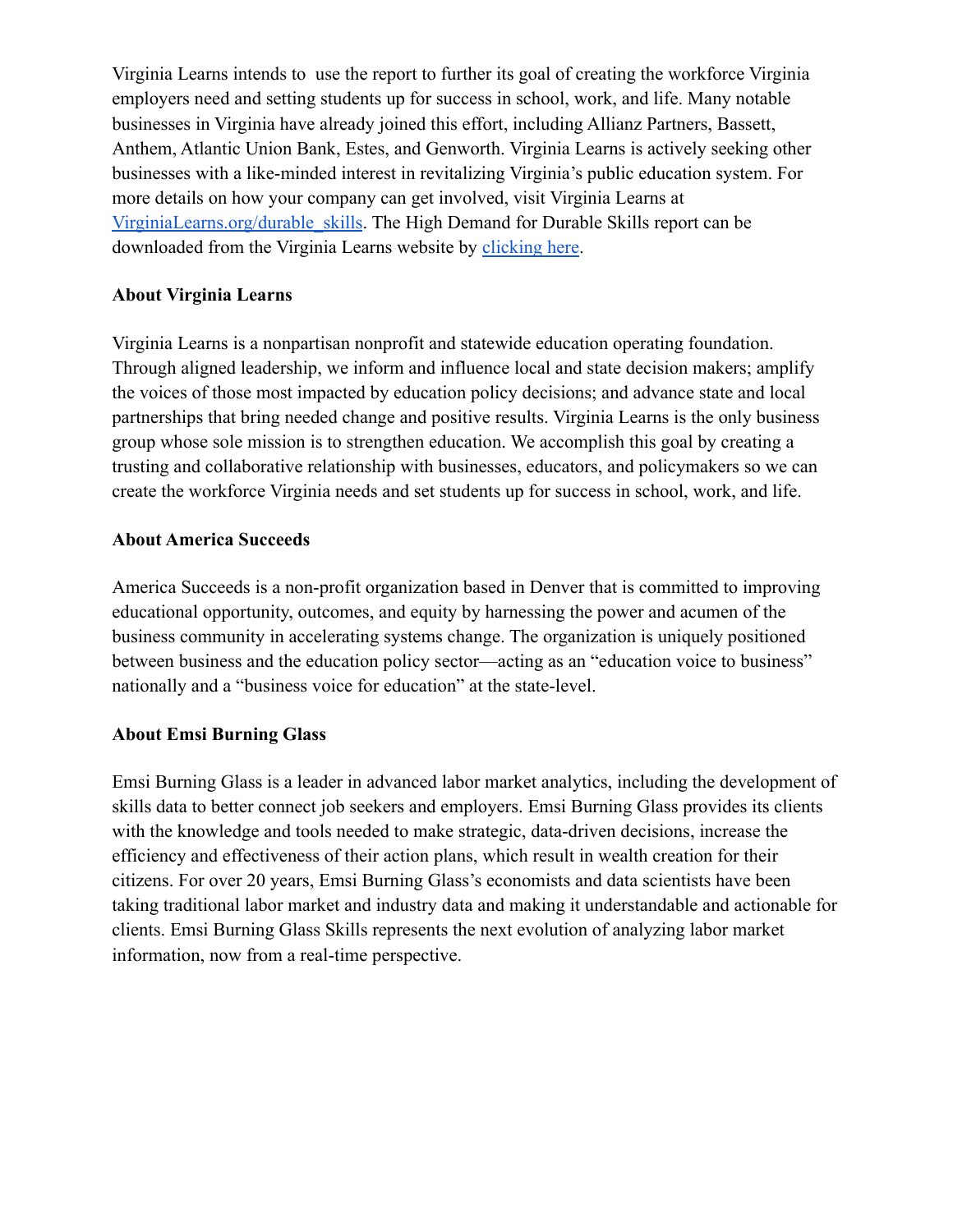Virginia Learns intends to use the report to further its goal of creating the workforce Virginia employers need and setting students up for success in school, work, and life. Many notable businesses in Virginia have already joined this effort, including Allianz Partners, Bassett, Anthem, Atlantic Union Bank, Estes, and Genworth. Virginia Learns is actively seeking other businesses with a like-minded interest in revitalizing Virginia's public education system. For more details on how your company can get involved, visit Virginia Learns at VirginiaLearns.org/durable_skills. The High Demand for Durable Skills report can be downloaded from the Virginia Learns website by clicking here.

**About Virginia Learns**

Virginia Learns is a nonpartisan nonprofit and statewide education operating foundation. Through aligned leadership, we inform and influence local and state decision makers; amplify the voices of those most impacted by education policy decisions; and advance state and local partnerships that bring needed change and positive results. Virginia Learns is the only business group whose sole mission is to strengthen education. We accomplish this goal by creating a trusting and collaborative relationship with businesses, educators, and policymakers so we can create the workforce Virginia needs and set students up for success in school, work, and life.

**About America Succeeds**

America Succeeds is a non-profit organization based in Denver that is committed to improving educational opportunity, outcomes, and equity by harnessing the power and acumen of the business community in accelerating systems change. The organization is uniquely positioned between business and the education policy sector—acting as an "education voice to business" nationally and a "business voice for education" at the state-level.

**About Emsi Burning Glass**

Emsi Burning Glass is a leader in advanced labor market analytics, including the development of skills data to better connect job seekers and employers. Emsi Burning Glass provides its clients with the knowledge and tools needed to make strategic, data-driven decisions, increase the efficiency and effectiveness of their action plans, which result in wealth creation for their citizens. For over 20 years, Emsi Burning Glass's economists and data scientists have been taking traditional labor market and industry data and making it understandable and actionable for clients. Emsi Burning Glass Skills represents the next evolution of analyzing labor market information, now from a real-time perspective.